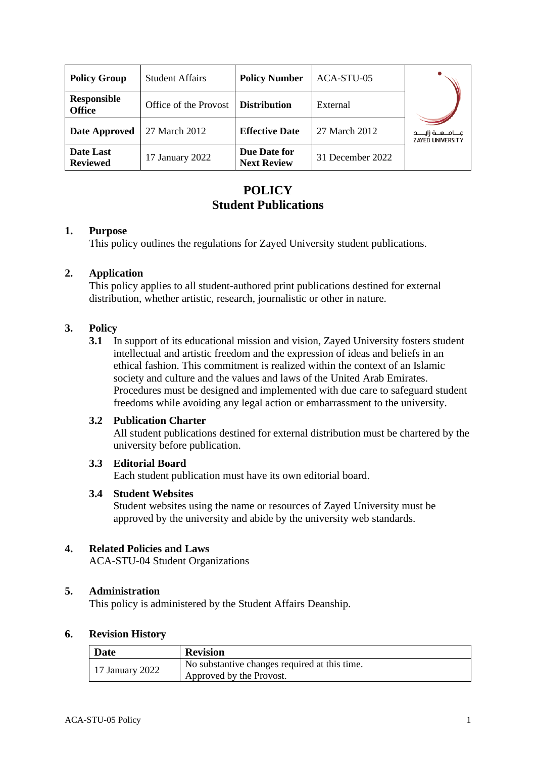| Policy Group | Student Affairs | Policy Number | ACA-STU-05 |
|---|---|---|---|
| Responsible Office | Office of the Provost | Distribution | External |
| Date Approved | 27 March 2012 | Effective Date | 27 March 2012 |
| Date Last Reviewed | 17 January 2022 | Due Date for Next Review | 31 December 2022 |

# POLICY
# Student Publications

## 1. Purpose

This policy outlines the regulations for Zayed University student publications.

## 2. Application

This policy applies to all student-authored print publications destined for external distribution, whether artistic, research, journalistic or other in nature.

## 3. Policy

**3.1** In support of its educational mission and vision, Zayed University fosters student intellectual and artistic freedom and the expression of ideas and beliefs in an ethical fashion. This commitment is realized within the context of an Islamic society and culture and the values and laws of the United Arab Emirates. Procedures must be designed and implemented with due care to safeguard student freedoms while avoiding any legal action or embarrassment to the university.

### 3.2 Publication Charter

All student publications destined for external distribution must be chartered by the university before publication.

### 3.3 Editorial Board

Each student publication must have its own editorial board.

### 3.4 Student Websites

Student websites using the name or resources of Zayed University must be approved by the university and abide by the university web standards.

## 4. Related Policies and Laws

ACA-STU-04 Student Organizations

## 5. Administration

This policy is administered by the Student Affairs Deanship.

## 6. Revision History

| Date | Revision |
|---|---|
| 17 January 2022 | No substantive changes required at this time. Approved by the Provost. |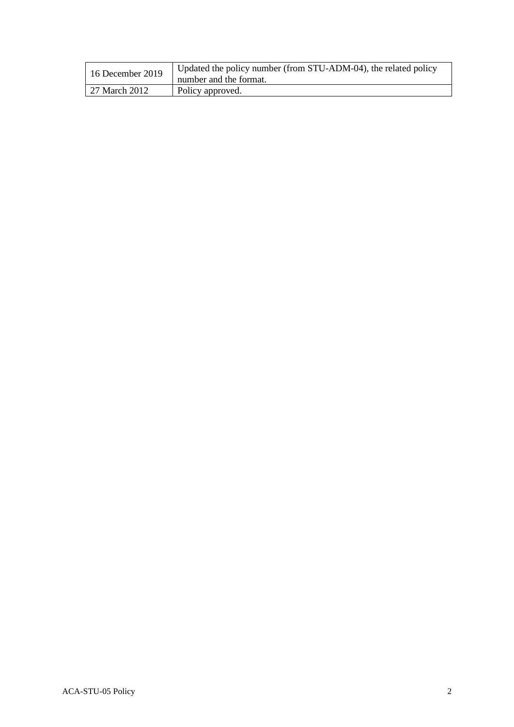| | |
|---|---|
| 16 December 2019 | Updated the policy number (from STU-ADM-04), the related policy number and the format. |
| 27 March 2012 | Policy approved. |